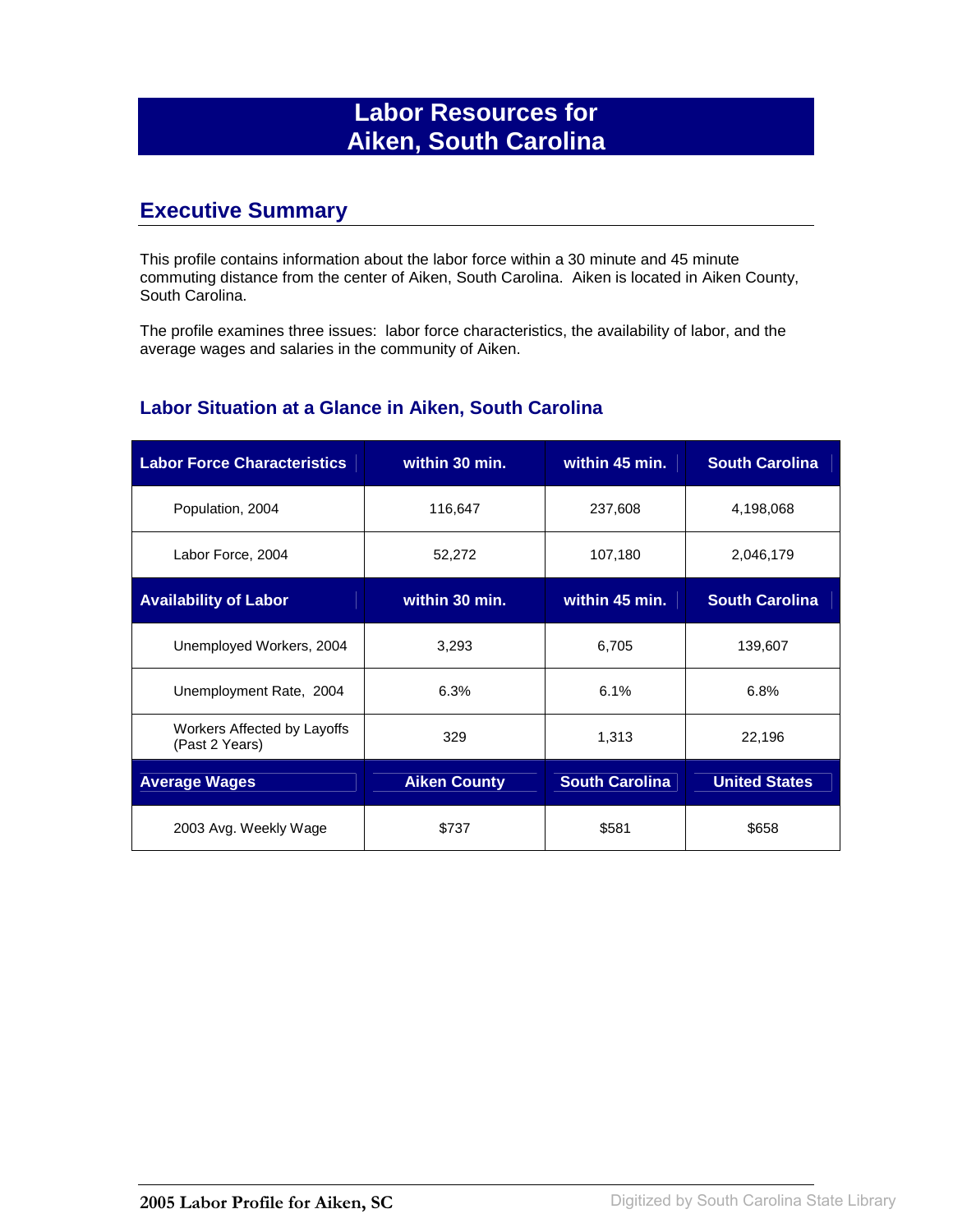# Labor Resources for Aiken, South Carolina

## Executive Summary

This profile contains information about the labor force within a 30 minute and 45 minute commuting distance from the center of Aiken, South Carolina. Aiken is located in Aiken County, South Carolina.

The profile examines three issues: labor force characteristics, the availability of labor, and the average wages and salaries in the community of Aiken.

### Labor Situation at a Glance in Aiken, South Carolina

| Labor Force Characteristics | within 30 min. | within 45 min. | South Carolina |
|---|---|---|---|
| Population, 2004 | 116,647 | 237,608 | 4,198,068 |
| Labor Force, 2004 | 52,272 | 107,180 | 2,046,179 |
| **Availability of Labor** | **within 30 min.** | **within 45 min.** | **South Carolina** |
| Unemployed Workers, 2004 | 3,293 | 6,705 | 139,607 |
| Unemployment Rate, 2004 | 6.3% | 6.1% | 6.8% |
| Workers Affected by Layoffs (Past 2 Years) | 329 | 1,313 | 22,196 |
| **Average Wages** | **Aiken County** | **South Carolina** | **United States** |
| 2003 Avg. Weekly Wage | $737 | $581 | $658 |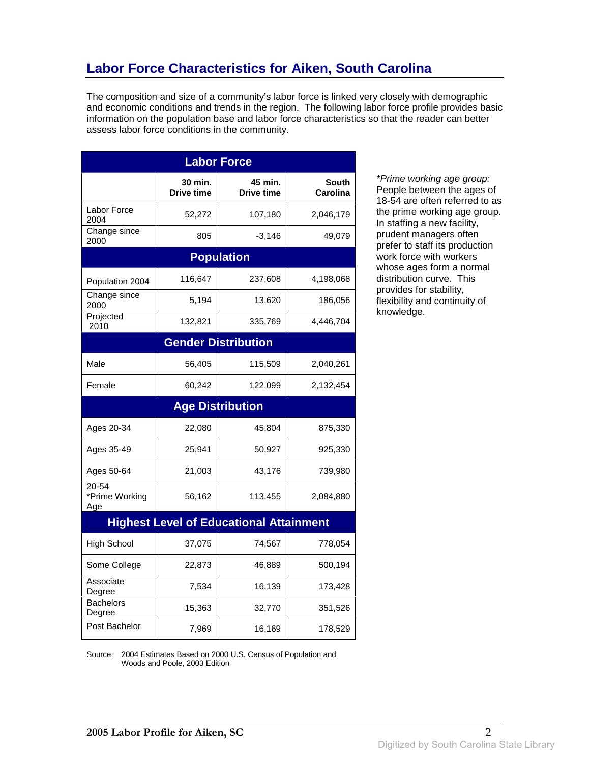# Labor Force Characteristics for Aiken, South Carolina

The composition and size of a community's labor force is linked very closely with demographic and economic conditions and trends in the region. The following labor force profile provides basic information on the population base and labor force characteristics so that the reader can better assess labor force conditions in the community.

| Labor Force | | | |
|---|---|---|---|
| | 30 min. Drive time | 45 min. Drive time | South Carolina |
| Labor Force 2004 | 52,272 | 107,180 | 2,046,179 |
| Change since 2000 | 805 | -3,146 | 49,079 |
| **Population** | | | |
| Population 2004 | 116,647 | 237,608 | 4,198,068 |
| Change since 2000 | 5,194 | 13,620 | 186,056 |
| Projected 2010 | 132,821 | 335,769 | 4,446,704 |
| **Gender Distribution** | | | |
| Male | 56,405 | 115,509 | 2,040,261 |
| Female | 60,242 | 122,099 | 2,132,454 |
| **Age Distribution** | | | |
| Ages 20-34 | 22,080 | 45,804 | 875,330 |
| Ages 35-49 | 25,941 | 50,927 | 925,330 |
| Ages 50-64 | 21,003 | 43,176 | 739,980 |
| 20-54 *Prime Working Age | 56,162 | 113,455 | 2,084,880 |
| **Highest Level of Educational Attainment** | | | |
| High School | 37,075 | 74,567 | 778,054 |
| Some College | 22,873 | 46,889 | 500,194 |
| Associate Degree | 7,534 | 16,139 | 173,428 |
| Bachelors Degree | 15,363 | 32,770 | 351,526 |
| Post Bachelor | 7,969 | 16,169 | 178,529 |

Source: 2004 Estimates Based on 2000 U.S. Census of Population and Woods and Poole, 2003 Edition

*\*Prime working age group:* People between the ages of 18-54 are often referred to as the prime working age group. In staffing a new facility, prudent managers often prefer to staff its production work force with workers whose ages form a normal distribution curve. This provides for stability, flexibility and continuity of knowledge.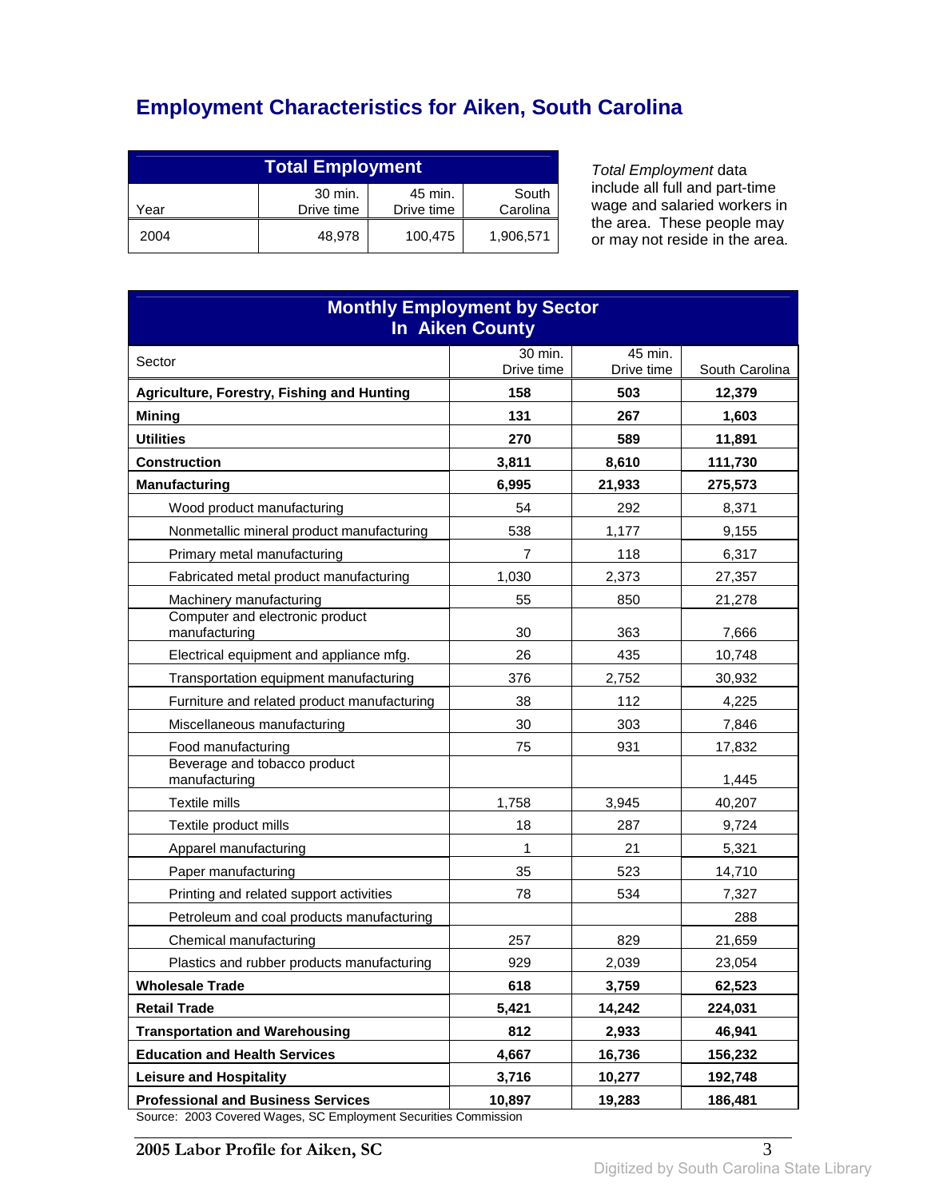# Employment Characteristics for Aiken, South Carolina

| Total Employment | | | |
|---|---|---|---|
| Year | 30 min. Drive time | 45 min. Drive time | South Carolina |
| 2004 | 48,978 | 100,475 | 1,906,571 |

*Total Employment* data include all full and part-time wage and salaried workers in the area. These people may or may not reside in the area.

| Monthly Employment by Sector In Aiken County | | | |
|---|---|---|---|
| Sector | 30 min. Drive time | 45 min. Drive time | South Carolina |
| **Agriculture, Forestry, Fishing and Hunting** | **158** | **503** | **12,379** |
| **Mining** | **131** | **267** | **1,603** |
| **Utilities** | **270** | **589** | **11,891** |
| **Construction** | **3,811** | **8,610** | **111,730** |
| **Manufacturing** | **6,995** | **21,933** | **275,573** |
| Wood product manufacturing | 54 | 292 | 8,371 |
| Nonmetallic mineral product manufacturing | 538 | 1,177 | 9,155 |
| Primary metal manufacturing | 7 | 118 | 6,317 |
| Fabricated metal product manufacturing | 1,030 | 2,373 | 27,357 |
| Machinery manufacturing | 55 | 850 | 21,278 |
| Computer and electronic product manufacturing | 30 | 363 | 7,666 |
| Electrical equipment and appliance mfg. | 26 | 435 | 10,748 |
| Transportation equipment manufacturing | 376 | 2,752 | 30,932 |
| Furniture and related product manufacturing | 38 | 112 | 4,225 |
| Miscellaneous manufacturing | 30 | 303 | 7,846 |
| Food manufacturing | 75 | 931 | 17,832 |
| Beverage and tobacco product manufacturing | | | 1,445 |
| Textile mills | 1,758 | 3,945 | 40,207 |
| Textile product mills | 18 | 287 | 9,724 |
| Apparel manufacturing | 1 | 21 | 5,321 |
| Paper manufacturing | 35 | 523 | 14,710 |
| Printing and related support activities | 78 | 534 | 7,327 |
| Petroleum and coal products manufacturing | | | 288 |
| Chemical manufacturing | 257 | 829 | 21,659 |
| Plastics and rubber products manufacturing | 929 | 2,039 | 23,054 |
| **Wholesale Trade** | **618** | **3,759** | **62,523** |
| **Retail Trade** | **5,421** | **14,242** | **224,031** |
| **Transportation and Warehousing** | **812** | **2,933** | **46,941** |
| **Education and Health Services** | **4,667** | **16,736** | **156,232** |
| **Leisure and Hospitality** | **3,716** | **10,277** | **192,748** |
| **Professional and Business Services** | **10,897** | **19,283** | **186,481** |

Source: 2003 Covered Wages, SC Employment Securities Commission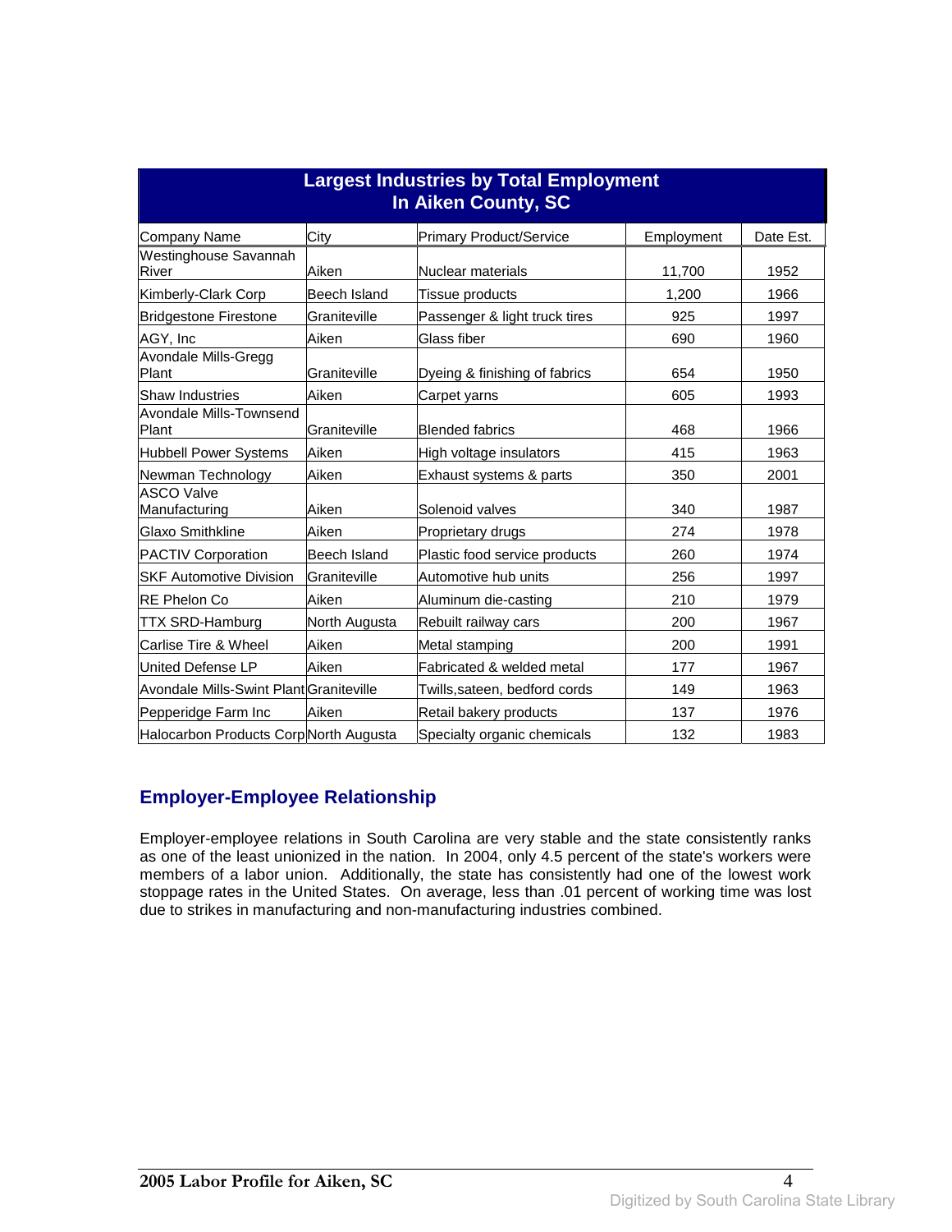## Largest Industries by Total Employment In Aiken County, SC

| Company Name | City | Primary Product/Service | Employment | Date Est. |
|---|---|---|---|---|
| Westinghouse Savannah River | Aiken | Nuclear materials | 11,700 | 1952 |
| Kimberly-Clark Corp | Beech Island | Tissue products | 1,200 | 1966 |
| Bridgestone Firestone | Graniteville | Passenger & light truck tires | 925 | 1997 |
| AGY, Inc | Aiken | Glass fiber | 690 | 1960 |
| Avondale Mills-Gregg Plant | Graniteville | Dyeing & finishing of fabrics | 654 | 1950 |
| Shaw Industries | Aiken | Carpet yarns | 605 | 1993 |
| Avondale Mills-Townsend Plant | Graniteville | Blended fabrics | 468 | 1966 |
| Hubbell Power Systems | Aiken | High voltage insulators | 415 | 1963 |
| Newman Technology | Aiken | Exhaust systems & parts | 350 | 2001 |
| ASCO Valve Manufacturing | Aiken | Solenoid valves | 340 | 1987 |
| Glaxo Smithkline | Aiken | Proprietary drugs | 274 | 1978 |
| PACTIV Corporation | Beech Island | Plastic food service products | 260 | 1974 |
| SKF Automotive Division | Graniteville | Automotive hub units | 256 | 1997 |
| RE Phelon Co | Aiken | Aluminum die-casting | 210 | 1979 |
| TTX SRD-Hamburg | North Augusta | Rebuilt railway cars | 200 | 1967 |
| Carlise Tire & Wheel | Aiken | Metal stamping | 200 | 1991 |
| United Defense LP | Aiken | Fabricated & welded metal | 177 | 1967 |
| Avondale Mills-Swint Plant | Graniteville | Twills,sateen, bedford cords | 149 | 1963 |
| Pepperidge Farm Inc | Aiken | Retail bakery products | 137 | 1976 |
| Halocarbon Products Corp | North Augusta | Specialty organic chemicals | 132 | 1983 |

## Employer-Employee Relationship

Employer-employee relations in South Carolina are very stable and the state consistently ranks as one of the least unionized in the nation. In 2004, only 4.5 percent of the state's workers were members of a labor union. Additionally, the state has consistently had one of the lowest work stoppage rates in the United States. On average, less than .01 percent of working time was lost due to strikes in manufacturing and non-manufacturing industries combined.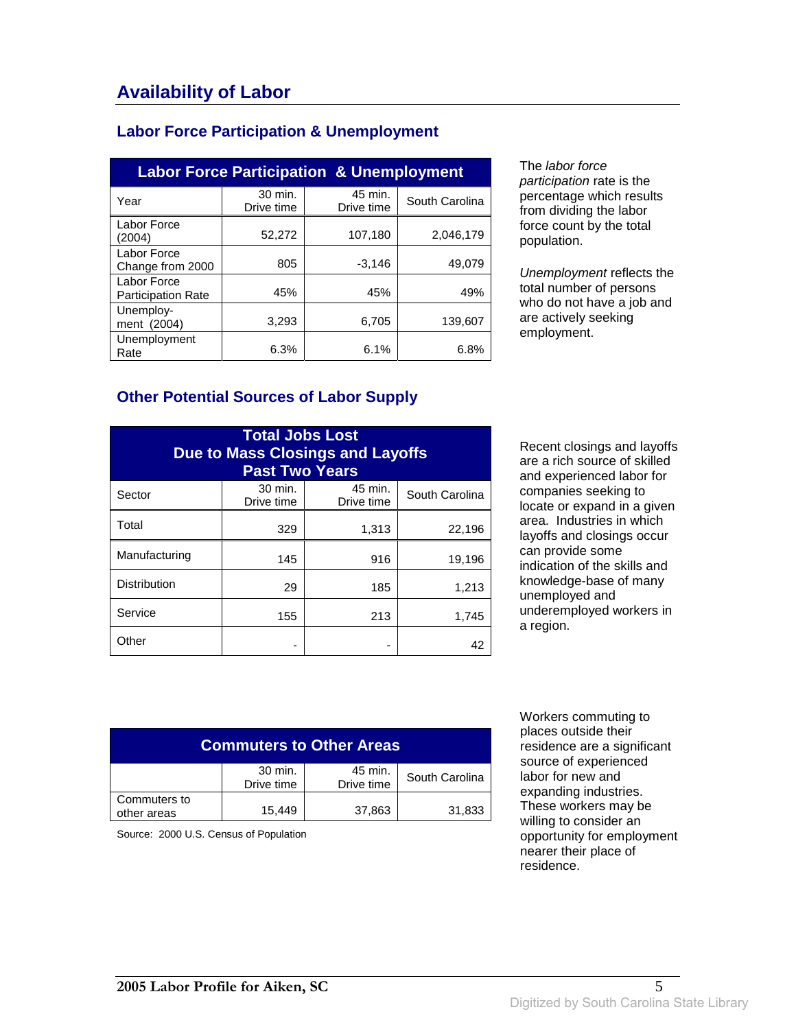# Availability of Labor

## Labor Force Participation & Unemployment

| Labor Force Participation & Unemployment | | | |
|---|---|---|---|
| Year | 30 min. Drive time | 45 min. Drive time | South Carolina |
| Labor Force (2004) | 52,272 | 107,180 | 2,046,179 |
| Labor Force Change from 2000 | 805 | -3,146 | 49,079 |
| Labor Force Participation Rate | 45% | 45% | 49% |
| Unemploy-ment (2004) | 3,293 | 6,705 | 139,607 |
| Unemployment Rate | 6.3% | 6.1% | 6.8% |

The *labor force participation* rate is the percentage which results from dividing the labor force count by the total population.

*Unemployment* reflects the total number of persons who do not have a job and are actively seeking employment.

## Other Potential Sources of Labor Supply

| Total Jobs Lost Due to Mass Closings and Layoffs Past Two Years | | | |
|---|---|---|---|
| Sector | 30 min. Drive time | 45 min. Drive time | South Carolina |
| Total | 329 | 1,313 | 22,196 |
| Manufacturing | 145 | 916 | 19,196 |
| Distribution | 29 | 185 | 1,213 |
| Service | 155 | 213 | 1,745 |
| Other | - | - | 42 |

Recent closings and layoffs are a rich source of skilled and experienced labor for companies seeking to locate or expand in a given area. Industries in which layoffs and closings occur can provide some indication of the skills and knowledge-base of many unemployed and underemployed workers in a region.

| Commuters to Other Areas | | | |
|---|---|---|---|
| | 30 min. Drive time | 45 min. Drive time | South Carolina |
| Commuters to other areas | 15,449 | 37,863 | 31,833 |

Source: 2000 U.S. Census of Population

Workers commuting to places outside their residence are a significant source of experienced labor for new and expanding industries. These workers may be willing to consider an opportunity for employment nearer their place of residence.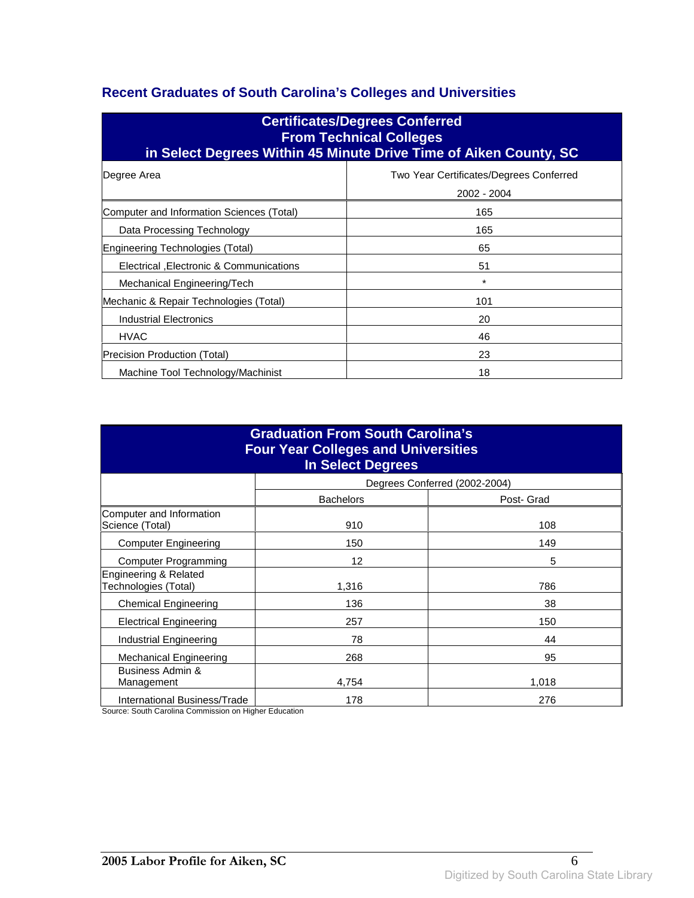## Recent Graduates of South Carolina's Colleges and Universities

| Certificates/Degrees Conferred From Technical Colleges in Select Degrees Within 45 Minute Drive Time of Aiken County, SC | |
|---|---|
| Degree Area | Two Year Certificates/Degrees Conferred 2002 - 2004 |
| Computer and Information Sciences (Total) | 165 |
| Data Processing Technology | 165 |
| Engineering Technologies (Total) | 65 |
| Electrical ,Electronic & Communications | 51 |
| Mechanical Engineering/Tech | * |
| Mechanic & Repair Technologies (Total) | 101 |
| Industrial Electronics | 20 |
| HVAC | 46 |
| Precision Production (Total) | 23 |
| Machine Tool Technology/Machinist | 18 |

| Graduation From South Carolina's Four Year Colleges and Universities In Select Degrees | | |
|---|---|---|
| | Degrees Conferred (2002-2004) | |
| | Bachelors | Post- Grad |
| Computer and Information Science (Total) | 910 | 108 |
| Computer Engineering | 150 | 149 |
| Computer Programming | 12 | 5 |
| Engineering & Related Technologies (Total) | 1,316 | 786 |
| Chemical Engineering | 136 | 38 |
| Electrical Engineering | 257 | 150 |
| Industrial Engineering | 78 | 44 |
| Mechanical Engineering | 268 | 95 |
| Business Admin & Management | 4,754 | 1,018 |
| International Business/Trade | 178 | 276 |

Source: South Carolina Commission on Higher Education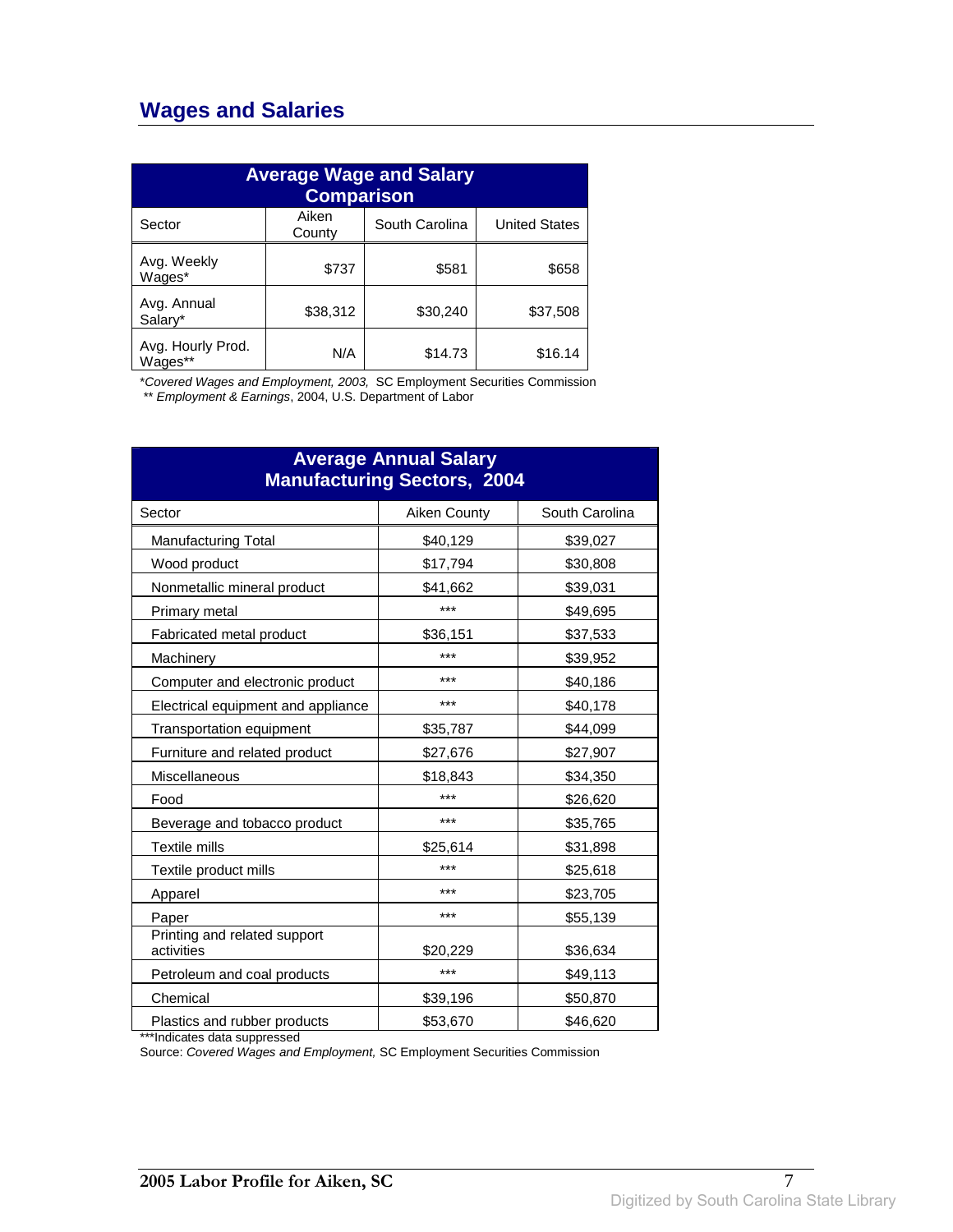## Wages and Salaries

| Average Wage and Salary Comparison | | | |
|---|---|---|---|
| Sector | Aiken County | South Carolina | United States |
| Avg. Weekly Wages* | $737 | $581 | $658 |
| Avg. Annual Salary* | $38,312 | $30,240 | $37,508 |
| Avg. Hourly Prod. Wages** | N/A | $14.73 | $16.14 |

**Covered Wages and Employment, 2003,* SC Employment Securities Commission
** *Employment & Earnings*, 2004, U.S. Department of Labor

| Average Annual Salary Manufacturing Sectors, 2004 | | |
|---|---|---|
| Sector | Aiken County | South Carolina |
| Manufacturing Total | $40,129 | $39,027 |
| Wood product | $17,794 | $30,808 |
| Nonmetallic mineral product | $41,662 | $39,031 |
| Primary metal | *** | $49,695 |
| Fabricated metal product | $36,151 | $37,533 |
| Machinery | *** | $39,952 |
| Computer and electronic product | *** | $40,186 |
| Electrical equipment and appliance | *** | $40,178 |
| Transportation equipment | $35,787 | $44,099 |
| Furniture and related product | $27,676 | $27,907 |
| Miscellaneous | $18,843 | $34,350 |
| Food | *** | $26,620 |
| Beverage and tobacco product | *** | $35,765 |
| Textile mills | $25,614 | $31,898 |
| Textile product mills | *** | $25,618 |
| Apparel | *** | $23,705 |
| Paper | *** | $55,139 |
| Printing and related support activities | $20,229 | $36,634 |
| Petroleum and coal products | *** | $49,113 |
| Chemical | $39,196 | $50,870 |
| Plastics and rubber products | $53,670 | $46,620 |

***Indicates data suppressed
Source: *Covered Wages and Employment,* SC Employment Securities Commission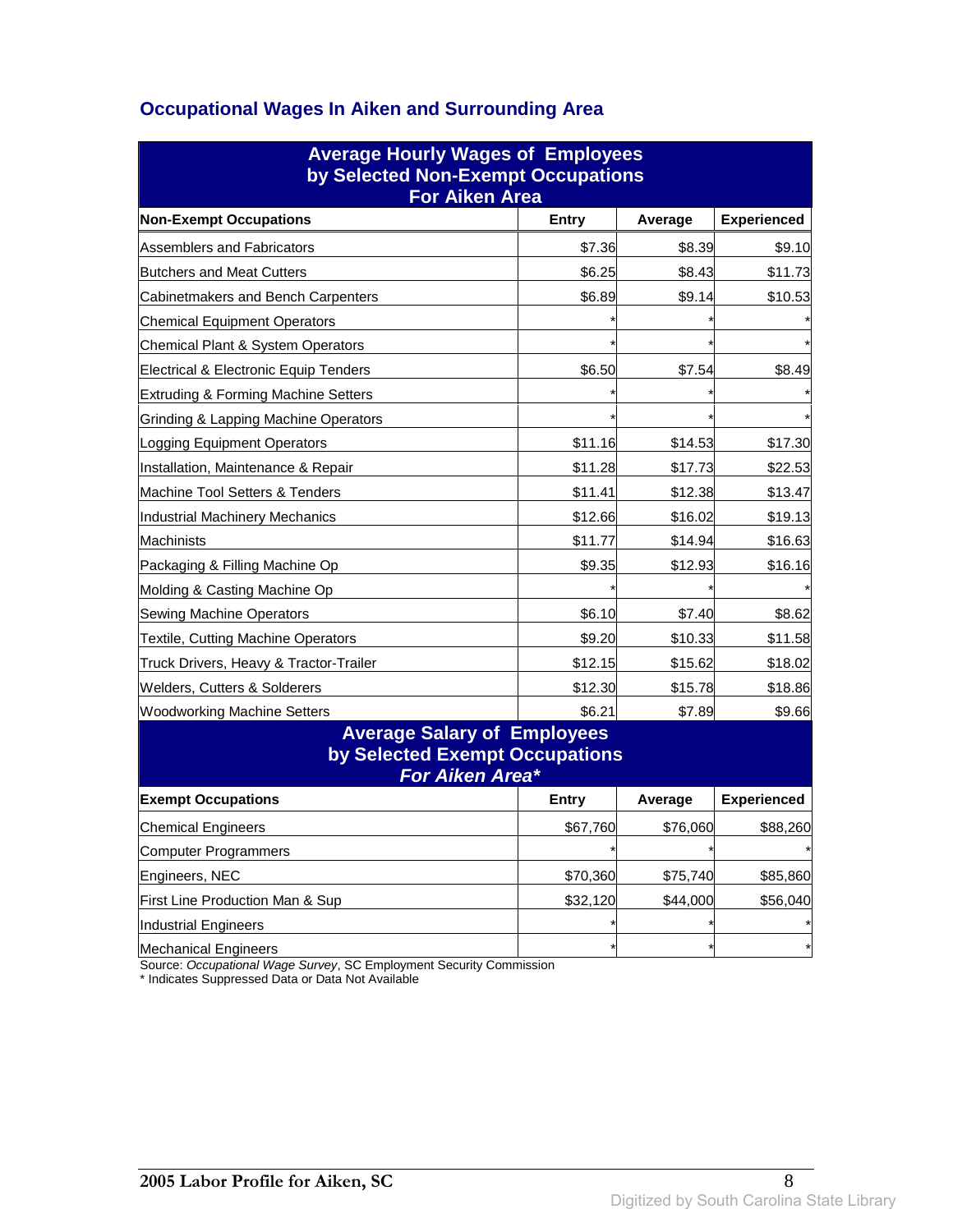## Occupational Wages In Aiken and Surrounding Area

| Average Hourly Wages of Employees by Selected Non-Exempt Occupations For Aiken Area | | | |
|---|---|---|---|
| **Non-Exempt Occupations** | **Entry** | **Average** | **Experienced** |
| Assemblers and Fabricators | $7.36 | $8.39 | $9.10 |
| Butchers and Meat Cutters | $6.25 | $8.43 | $11.73 |
| Cabinetmakers and Bench Carpenters | $6.89 | $9.14 | $10.53 |
| Chemical Equipment Operators | * | * | * |
| Chemical Plant & System Operators | * | * | * |
| Electrical & Electronic Equip Tenders | $6.50 | $7.54 | $8.49 |
| Extruding & Forming Machine Setters | * | * | * |
| Grinding & Lapping Machine Operators | * | * | * |
| Logging Equipment Operators | $11.16 | $14.53 | $17.30 |
| Installation, Maintenance & Repair | $11.28 | $17.73 | $22.53 |
| Machine Tool Setters & Tenders | $11.41 | $12.38 | $13.47 |
| Industrial Machinery Mechanics | $12.66 | $16.02 | $19.13 |
| Machinists | $11.77 | $14.94 | $16.63 |
| Packaging & Filling Machine Op | $9.35 | $12.93 | $16.16 |
| Molding & Casting Machine Op | * | * | * |
| Sewing Machine Operators | $6.10 | $7.40 | $8.62 |
| Textile, Cutting Machine Operators | $9.20 | $10.33 | $11.58 |
| Truck Drivers, Heavy & Tractor-Trailer | $12.15 | $15.62 | $18.02 |
| Welders, Cutters & Solderers | $12.30 | $15.78 | $18.86 |
| Woodworking Machine Setters | $6.21 | $7.89 | $9.66 |

| Average Salary of Employees by Selected Exempt Occupations *For Aiken Area** | | | |
|---|---|---|---|
| **Exempt Occupations** | **Entry** | **Average** | **Experienced** |
| Chemical Engineers | $67,760 | $76,060 | $88,260 |
| Computer Programmers | * | * | * |
| Engineers, NEC | $70,360 | $75,740 | $85,860 |
| First Line Production Man & Sup | $32,120 | $44,000 | $56,040 |
| Industrial Engineers | * | * | * |
| Mechanical Engineers | * | * | * |

Source: *Occupational Wage Survey*, SC Employment Security Commission
* Indicates Suppressed Data or Data Not Available